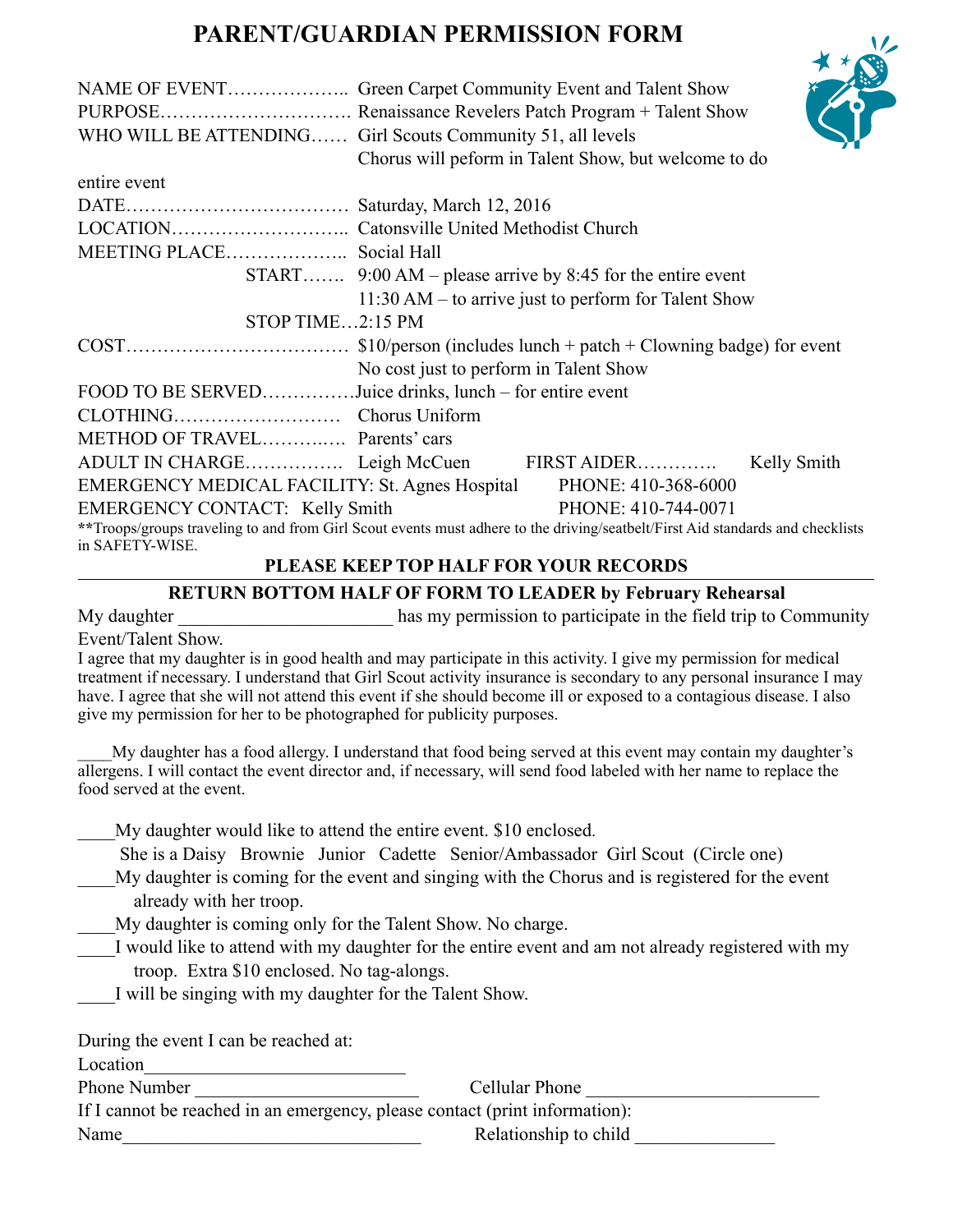# PARENT/GUARDIAN PERMISSION FORM

NAME OF EVENT……………….. Green Carpet Community Event and Talent Show
PURPOSE…………………………. Renaissance Revelers Patch Program + Talent Show
WHO WILL BE ATTENDING…… Girl Scouts Community 51, all levels
Chorus will peform in Talent Show, but welcome to do entire event
DATE……………………………… Saturday, March 12, 2016
LOCATION……………………….. Catonsville United Methodist Church
MEETING PLACE……………….. Social Hall
START……. 9:00 AM – please arrive by 8:45 for the entire event
11:30 AM – to arrive just to perform for Talent Show
STOP TIME…2:15 PM
COST……………………………… $10/person (includes lunch + patch + Clowning badge) for event
No cost just to perform in Talent Show
FOOD TO BE SERVED……………Juice drinks, lunch – for entire event
CLOTHING……………………… Chorus Uniform
METHOD OF TRAVEL………..… Parents' cars
ADULT IN CHARGE……………. Leigh McCuen FIRST AIDER…………. Kelly Smith
EMERGENCY MEDICAL FACILITY: St. Agnes Hospital PHONE: 410-368-6000
EMERGENCY CONTACT: Kelly Smith PHONE: 410-744-0071
**Troops/groups traveling to and from Girl Scout events must adhere to the driving/seatbelt/First Aid standards and checklists in SAFETY-WISE.

**PLEASE KEEP TOP HALF FOR YOUR RECORDS**

---

**RETURN BOTTOM HALF OF FORM TO LEADER by February Rehearsal**

My daughter ______________________ has my permission to participate in the field trip to Community Event/Talent Show.

I agree that my daughter is in good health and may participate in this activity. I give my permission for medical treatment if necessary. I understand that Girl Scout activity insurance is secondary to any personal insurance I may have. I agree that she will not attend this event if she should become ill or exposed to a contagious disease. I also give my permission for her to be photographed for publicity purposes.

____My daughter has a food allergy. I understand that food being served at this event may contain my daughter's allergens. I will contact the event director and, if necessary, will send food labeled with her name to replace the food served at the event.

____My daughter would like to attend the entire event. $10 enclosed.
She is a Daisy Brownie Junior Cadette Senior/Ambassador Girl Scout (Circle one)
____My daughter is coming for the event and singing with the Chorus and is registered for the event already with her troop.
____My daughter is coming only for the Talent Show. No charge.
____I would like to attend with my daughter for the entire event and am not already registered with my troop. Extra $10 enclosed. No tag-alongs.
____I will be singing with my daughter for the Talent Show.

During the event I can be reached at:
Location___________________________
Phone Number _______________________ Cellular Phone ________________________
If I cannot be reached in an emergency, please contact (print information):
Name_______________________________ Relationship to child ______________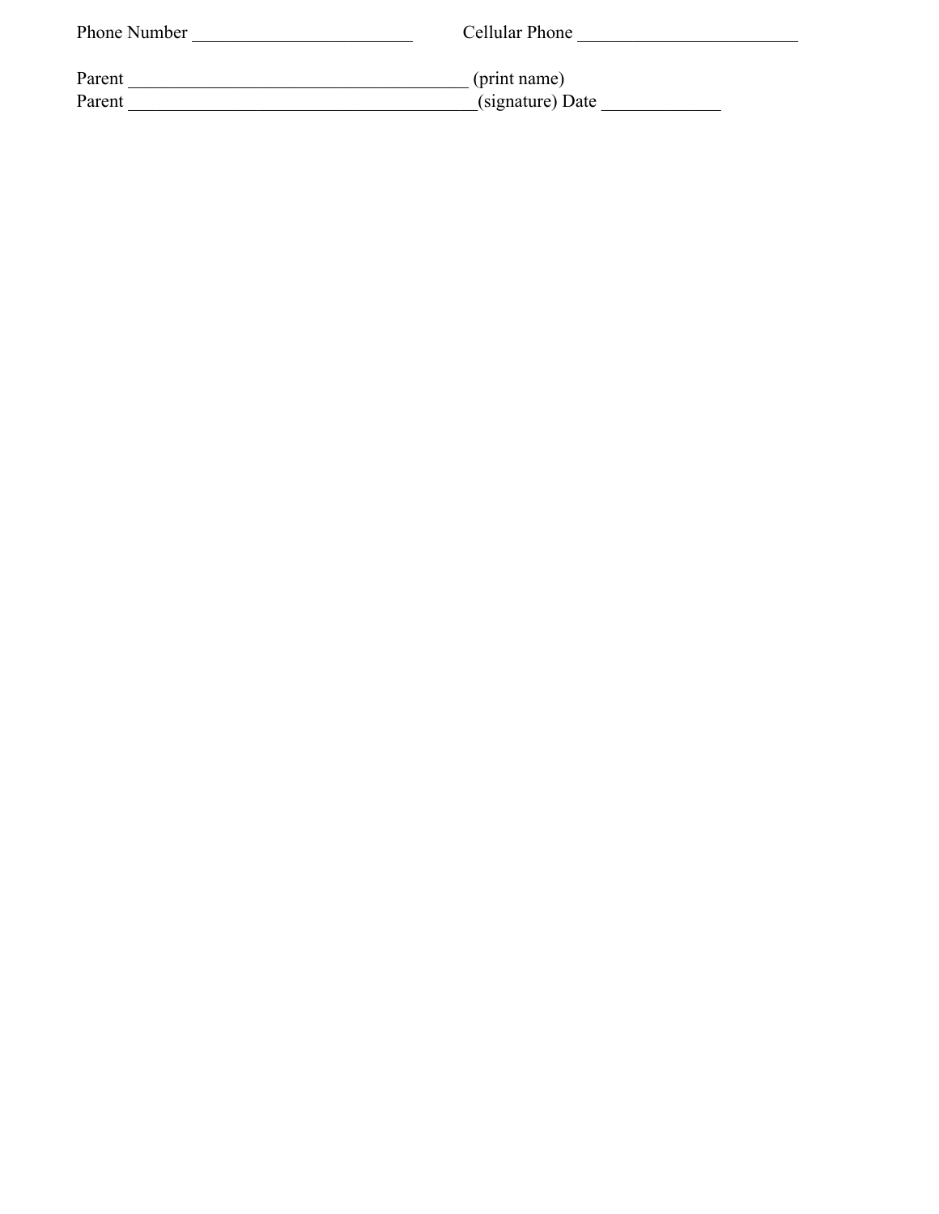Phone Number ________________________ Cellular Phone ________________________

Parent ____________________________________ (print name)
Parent _____________________________________(signature) Date _____________